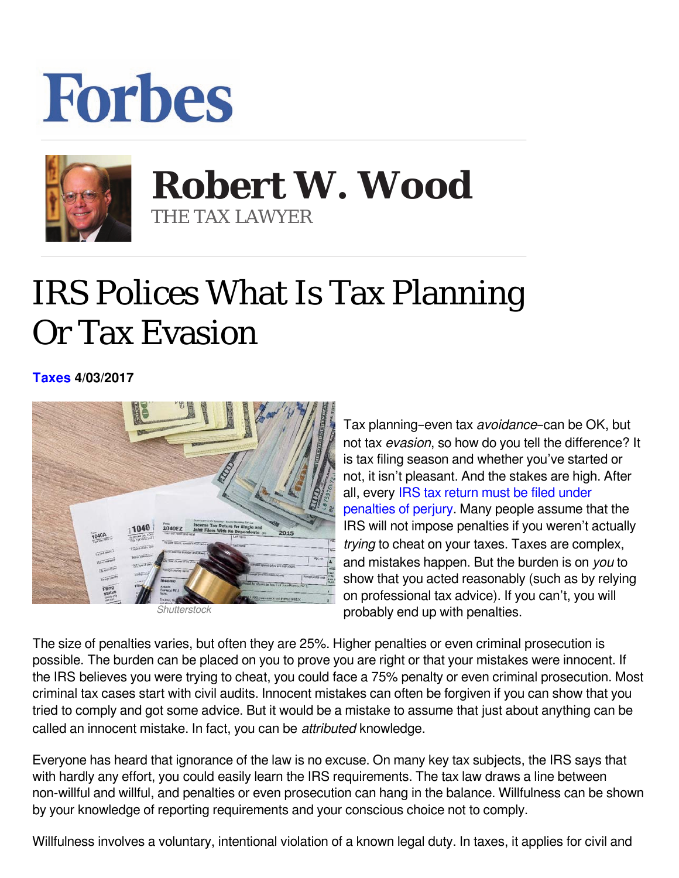Forbes

**Robert W. Wood**
THE TAX LAWYER

# IRS Polices What Is Tax Planning Or Tax Evasion

**Taxes 4/03/2017**

Shutterstock

Tax planning–even tax *avoidance*–can be OK, but not tax *evasion*, so how do you tell the difference? It is tax filing season and whether you've started or not, it isn't pleasant. And the stakes are high. After all, every IRS tax return must be filed under penalties of perjury. Many people assume that the IRS will not impose penalties if you weren't actually *trying* to cheat on your taxes. Taxes are complex, and mistakes happen. But the burden is on *you* to show that you acted reasonably (such as by relying on professional tax advice). If you can't, you will probably end up with penalties.

The size of penalties varies, but often they are 25%. Higher penalties or even criminal prosecution is possible. The burden can be placed on you to prove you are right or that your mistakes were innocent. If the IRS believes you were trying to cheat, you could face a 75% penalty or even criminal prosecution. Most criminal tax cases start with civil audits. Innocent mistakes can often be forgiven if you can show that you tried to comply and got some advice. But it would be a mistake to assume that just about anything can be called an innocent mistake. In fact, you can be *attributed* knowledge.

Everyone has heard that ignorance of the law is no excuse. On many key tax subjects, the IRS says that with hardly any effort, you could easily learn the IRS requirements. The tax law draws a line between non-willful and willful, and penalties or even prosecution can hang in the balance. Willfulness can be shown by your knowledge of reporting requirements and your conscious choice not to comply.

Willfulness involves a voluntary, intentional violation of a known legal duty. In taxes, it applies for civil and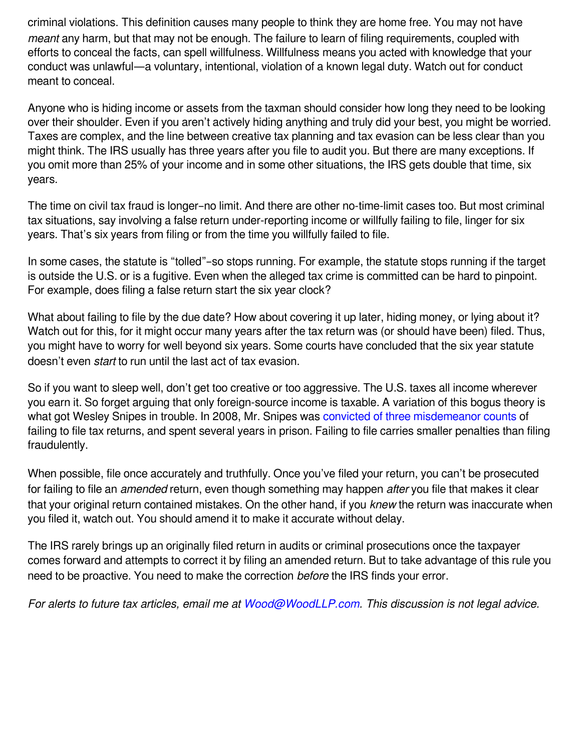criminal violations. This definition causes many people to think they are home free. You may not have *meant* any harm, but that may not be enough. The failure to learn of filing requirements, coupled with efforts to conceal the facts, can spell willfulness. Willfulness means you acted with knowledge that your conduct was unlawful—a voluntary, intentional, violation of a known legal duty. Watch out for conduct meant to conceal.

Anyone who is hiding income or assets from the taxman should consider how long they need to be looking over their shoulder. Even if you aren't actively hiding anything and truly did your best, you might be worried. Taxes are complex, and the line between creative tax planning and tax evasion can be less clear than you might think. The IRS usually has three years after you file to audit you. But there are many exceptions. If you omit more than 25% of your income and in some other situations, the IRS gets double that time, six years.

The time on civil tax fraud is longer–no limit. And there are other no-time-limit cases too. But most criminal tax situations, say involving a false return under-reporting income or willfully failing to file, linger for six years. That's six years from filing or from the time you willfully failed to file.

In some cases, the statute is "tolled"–so stops running. For example, the statute stops running if the target is outside the U.S. or is a fugitive. Even when the alleged tax crime is committed can be hard to pinpoint. For example, does filing a false return start the six year clock?

What about failing to file by the due date? How about covering it up later, hiding money, or lying about it? Watch out for this, for it might occur many years after the tax return was (or should have been) filed. Thus, you might have to worry for well beyond six years. Some courts have concluded that the six year statute doesn't even *start* to run until the last act of tax evasion.

So if you want to sleep well, don't get too creative or too aggressive. The U.S. taxes all income wherever you earn it. So forget arguing that only foreign-source income is taxable. A variation of this bogus theory is what got Wesley Snipes in trouble. In 2008, Mr. Snipes was convicted of three misdemeanor counts of failing to file tax returns, and spent several years in prison. Failing to file carries smaller penalties than filing fraudulently.

When possible, file once accurately and truthfully. Once you've filed your return, you can't be prosecuted for failing to file an *amended* return, even though something may happen *after* you file that makes it clear that your original return contained mistakes. On the other hand, if you *knew* the return was inaccurate when you filed it, watch out. You should amend it to make it accurate without delay.

The IRS rarely brings up an originally filed return in audits or criminal prosecutions once the taxpayer comes forward and attempts to correct it by filing an amended return. But to take advantage of this rule you need to be proactive. You need to make the correction *before* the IRS finds your error.

*For alerts to future tax articles, email me at Wood@WoodLLP.com. This discussion is not legal advice.*